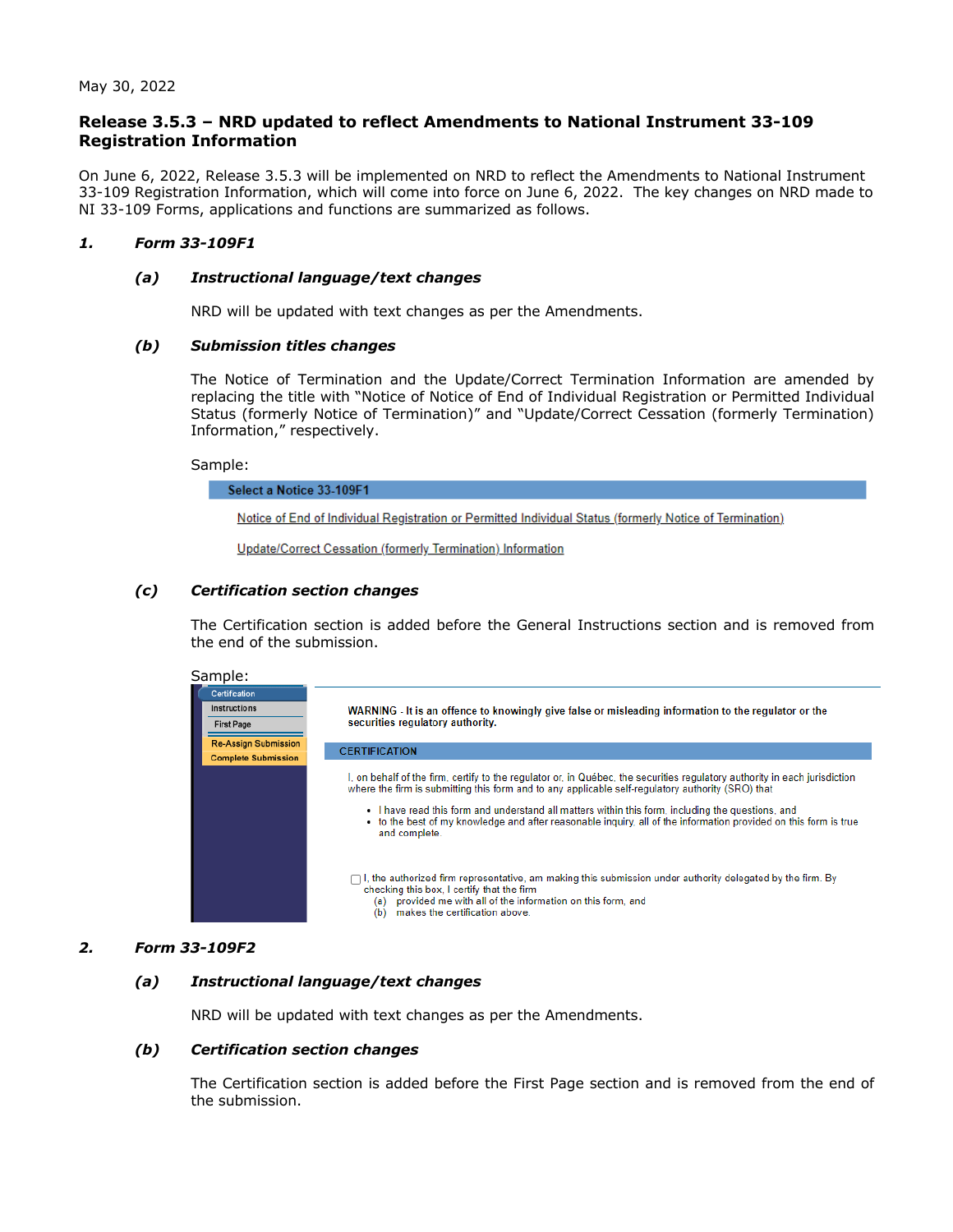May 30, 2022

## Release 3.5.3 – NRD updated to reflect Amendments to National Instrument 33-109 Registration Information

On June 6, 2022, Release 3.5.3 will be implemented on NRD to reflect the Amendments to National Instrument 33-109 Registration Information, which will come into force on June 6, 2022. The key changes on NRD made to NI 33-109 Forms, applications and functions are summarized as follows.

### *1. Form 33-109F1*

#### *(a) Instructional language/text changes*

NRD will be updated with text changes as per the Amendments.

#### *(b) Submission titles changes*

The Notice of Termination and the Update/Correct Termination Information are amended by replacing the title with "Notice of Notice of End of Individual Registration or Permitted Individual Status (formerly Notice of Termination)" and "Update/Correct Cessation (formerly Termination) Information," respectively.

Sample:

**Select a Notice 33-109F1**

Notice of End of Individual Registration or Permitted Individual Status (formerly Notice of Termination)

Update/Correct Cessation (formerly Termination) Information

#### *(c) Certification section changes*

The Certification section is added before the General Instructions section and is removed from the end of the submission.

Sample:

Certifcation
Instructions
First Page
Re-Assign Submission
Complete Submission

**WARNING - It is an offence to knowingly give false or misleading information to the regulator or the securities regulatory authority.**

**CERTIFICATION**

I, on behalf of the firm, certify to the regulator or, in Québec, the securities regulatory authority in each jurisdiction where the firm is submitting this form and to any applicable self-regulatory authority (SRO) that

- I have read this form and understand all matters within this form, including the questions, and
- to the best of my knowledge and after reasonable inquiry, all of the information provided on this form is true and complete.

☐ I, the authorized firm representative, am making this submission under authority delegated by the firm. By checking this box, I certify that the firm
(a) provided me with all of the information on this form, and
(b) makes the certification above.

### *2. Form 33-109F2*

#### *(a) Instructional language/text changes*

NRD will be updated with text changes as per the Amendments.

#### *(b) Certification section changes*

The Certification section is added before the First Page section and is removed from the end of the submission.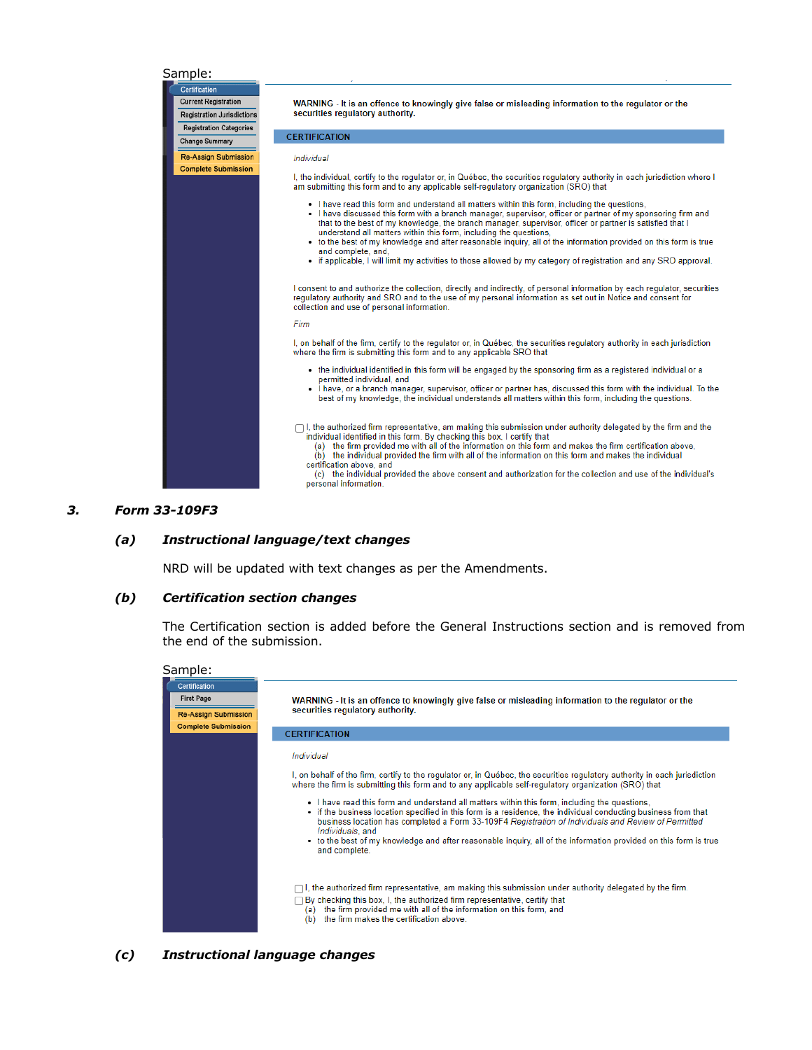Sample:

- Certification
- Current Registration
- Registration Jurisdictions
- Registration Categories
- Change Summary
- Re-Assign Submission
- Complete Submission

**WARNING - It is an offence to knowingly give false or misleading information to the regulator or the securities regulatory authority.**

**CERTIFICATION**

*Individual*

I, the individual, certify to the regulator or, in Québec, the securities regulatory authority in each jurisdiction where I am submitting this form and to any applicable self-regulatory organization (SRO) that

- I have read this form and understand all matters within this form, including the questions,
- I have discussed this form with a branch manager, supervisor, officer or partner of my sponsoring firm and that to the best of my knowledge, the branch manager, supervisor, officer or partner is satisfied that I understand all matters within this form, including the questions,
- to the best of my knowledge and after reasonable inquiry, all of the information provided on this form is true and complete, and,
- if applicable, I will limit my activities to those allowed by my category of registration and any SRO approval.

I consent to and authorize the collection, directly and indirectly, of personal information by each regulator, securities regulatory authority and SRO and to the use of my personal information as set out in Notice and consent for collection and use of personal information.

*Firm*

I, on behalf of the firm, certify to the regulator or, in Québec, the securities regulatory authority in each jurisdiction where the firm is submitting this form and to any applicable SRO that

- the individual identified in this form will be engaged by the sponsoring firm as a registered individual or a permitted individual, and
- I have, or a branch manager, supervisor, officer or partner has, discussed this form with the individual. To the best of my knowledge, the individual understands all matters within this form, including the questions.

☐ I, the authorized firm representative, am making this submission under authority delegated by the firm and the individual identified in this form. By checking this box, I certify that
(a) the firm provided me with all of the information on this form and makes the firm certification above,
(b) the individual provided the firm with all of the information on this form and makes the individual certification above, and
(c) the individual provided the above consent and authorization for the collection and use of the individual's personal information.

## 3. *Form 33-109F3*

### (a) *Instructional language/text changes*

NRD will be updated with text changes as per the Amendments.

### (b) *Certification section changes*

The Certification section is added before the General Instructions section and is removed from the end of the submission.

Sample:

- Certification
- First Page
- Re-Assign Submission
- Complete Submission

**WARNING - It is an offence to knowingly give false or misleading information to the regulator or the securities regulatory authority.**

**CERTIFICATION**

*Individual*

I, on behalf of the firm, certify to the regulator or, in Québec, the securities regulatory authority in each jurisdiction where the firm is submitting this form and to any applicable self-regulatory organization (SRO) that

- I have read this form and understand all matters within this form, including the questions,
- if the business location specified in this form is a residence, the individual conducting business from that business location has completed a Form 33-109F4 *Registration of Individuals and Review of Permitted Individuals*, and
- to the best of my knowledge and after reasonable inquiry, all of the information provided on this form is true and complete.

☐ I, the authorized firm representative, am making this submission under authority delegated by the firm.
☐ By checking this box, I, the authorized firm representative, certify that
(a) the firm provided me with all of the information on this form, and
(b) the firm makes the certification above.

### (c) *Instructional language changes*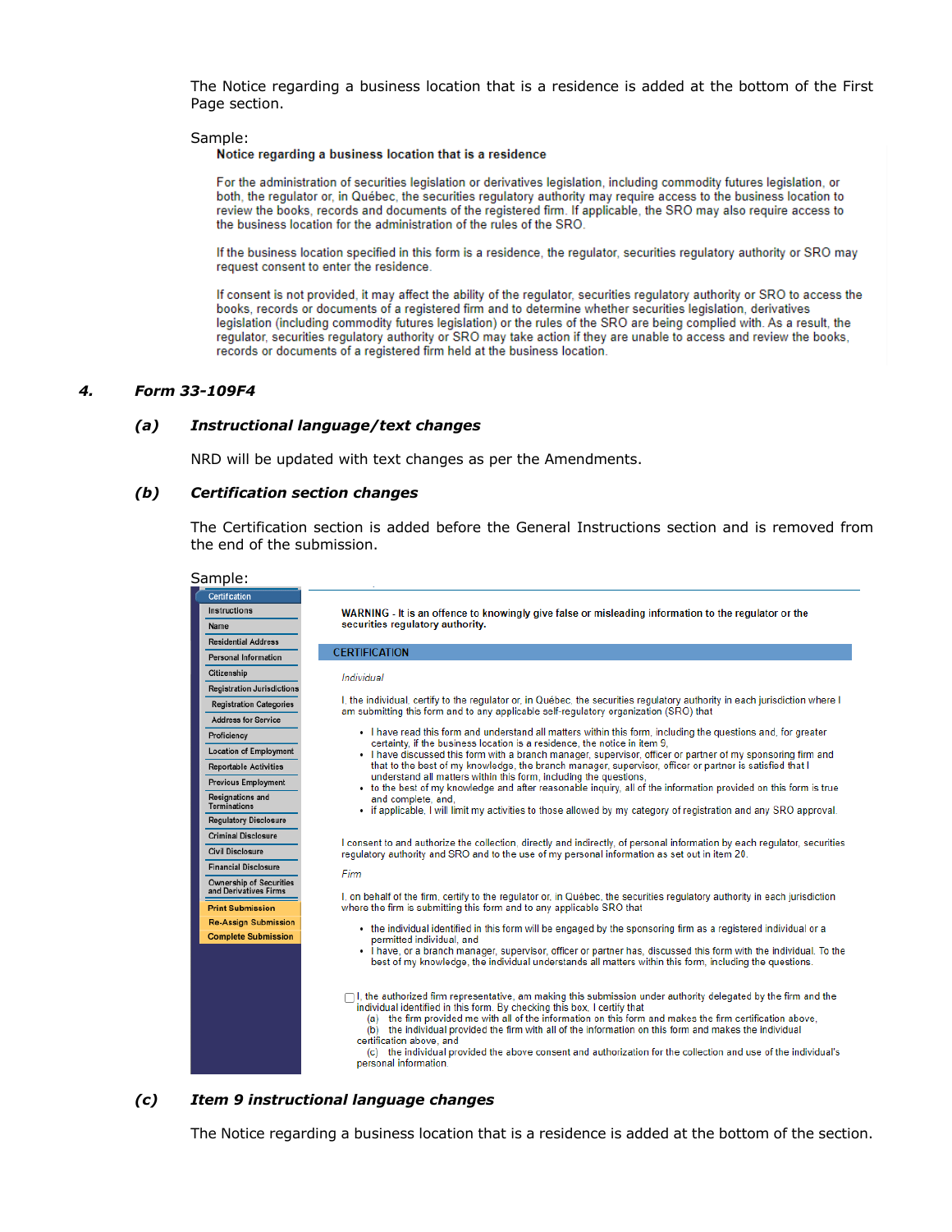The Notice regarding a business location that is a residence is added at the bottom of the First Page section.

Sample:

**Notice regarding a business location that is a residence**

For the administration of securities legislation or derivatives legislation, including commodity futures legislation, or both, the regulator or, in Québec, the securities regulatory authority may require access to the business location to review the books, records and documents of the registered firm. If applicable, the SRO may also require access to the business location for the administration of the rules of the SRO.

If the business location specified in this form is a residence, the regulator, securities regulatory authority or SRO may request consent to enter the residence.

If consent is not provided, it may affect the ability of the regulator, securities regulatory authority or SRO to access the books, records or documents of a registered firm and to determine whether securities legislation, derivatives legislation (including commodity futures legislation) or the rules of the SRO are being complied with. As a result, the regulator, securities regulatory authority or SRO may take action if they are unable to access and review the books, records or documents of a registered firm held at the business location.

## 4. *Form 33-109F4*

### *(a) Instructional language/text changes*

NRD will be updated with text changes as per the Amendments.

### *(b) Certification section changes*

The Certification section is added before the General Instructions section and is removed from the end of the submission.

Sample:

- Certification
- Instructions
- Name
- Residential Address
- Personal Information
- Citizenship
- Registration Jurisdictions
- Registration Categories
- Address for Service
- Proficiency
- Location of Employment
- Reportable Activities
- Previous Employment
- Resignations and Terminations
- Regulatory Disclosure
- Criminal Disclosure
- Civil Disclosure
- Financial Disclosure
- Ownership of Securities and Derivatives Firms
- Print Submission
- Re-Assign Submission
- Complete Submission

**WARNING - It is an offence to knowingly give false or misleading information to the regulator or the securities regulatory authority.**

CERTIFICATION

*Individual*

I, the individual, certify to the regulator or, in Québec, the securities regulatory authority in each jurisdiction where I am submitting this form and to any applicable self-regulatory organization (SRO) that

- I have read this form and understand all matters within this form, including the questions and, for greater certainty, if the business location is a residence, the notice in item 9,
- I have discussed this form with a branch manager, supervisor, officer or partner of my sponsoring firm and that to the best of my knowledge, the branch manager, supervisor, officer or partner is satisfied that I understand all matters within this form, including the questions,
- to the best of my knowledge and after reasonable inquiry, all of the information provided on this form is true and complete, and,
- if applicable, I will limit my activities to those allowed by my category of registration and any SRO approval.

I consent to and authorize the collection, directly and indirectly, of personal information by each regulator, securities regulatory authority and SRO and to the use of my personal information as set out in item 20.

*Firm*

I, on behalf of the firm, certify to the regulator or, in Québec, the securities regulatory authority in each jurisdiction where the firm is submitting this form and to any applicable SRO that

- the individual identified in this form will be engaged by the sponsoring firm as a registered individual or a permitted individual, and
- I have, or a branch manager, supervisor, officer or partner has, discussed this form with the individual. To the best of my knowledge, the individual understands all matters within this form, including the questions.

☐ I, the authorized firm representative, am making this submission under authority delegated by the firm and the individual identified in this form. By checking this box, I certify that
(a) the firm provided me with all of the information on this form and makes the firm certification above,
(b) the individual provided the firm with all of the information on this form and makes the individual certification above, and
(c) the individual provided the above consent and authorization for the collection and use of the individual's personal information.

### *(c) Item 9 instructional language changes*

The Notice regarding a business location that is a residence is added at the bottom of the section.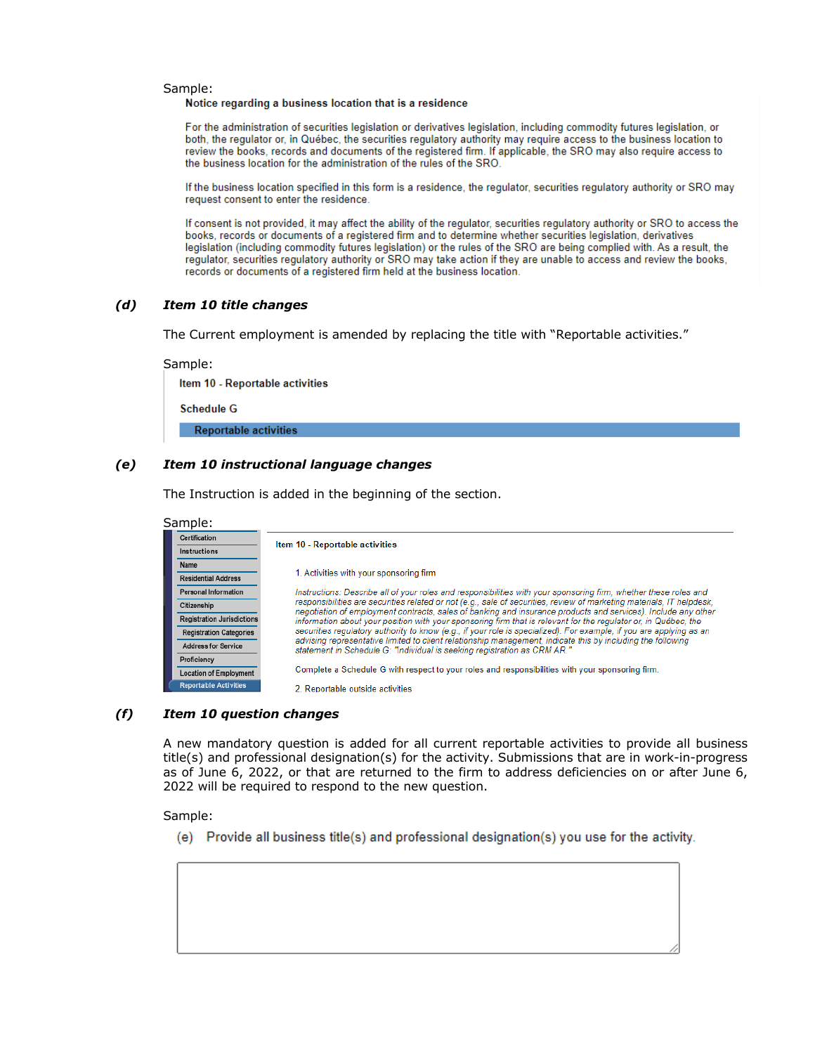Sample:

**Notice regarding a business location that is a residence**

For the administration of securities legislation or derivatives legislation, including commodity futures legislation, or both, the regulator or, in Québec, the securities regulatory authority may require access to the business location to review the books, records and documents of the registered firm. If applicable, the SRO may also require access to the business location for the administration of the rules of the SRO.

If the business location specified in this form is a residence, the regulator, securities regulatory authority or SRO may request consent to enter the residence.

If consent is not provided, it may affect the ability of the regulator, securities regulatory authority or SRO to access the books, records or documents of a registered firm and to determine whether securities legislation, derivatives legislation (including commodity futures legislation) or the rules of the SRO are being complied with. As a result, the regulator, securities regulatory authority or SRO may take action if they are unable to access and review the books, records or documents of a registered firm held at the business location.

### (d) *Item 10 title changes*

The Current employment is amended by replacing the title with "Reportable activities."

Sample:

**Item 10 - Reportable activities**

**Schedule G**

**Reportable activities**

### (e) *Item 10 instructional language changes*

The Instruction is added in the beginning of the section.

Sample:

- Certification
- Instructions
- Name
- Residential Address
- Personal Information
- Citizenship
- Registration Jurisdictions
- Registration Categories
- Address for Service
- Proficiency
- Location of Employment
- Reportable Activities

Item 10 - Reportable activities

1. Activities with your sponsoring firm

*Instructions: Describe all of your roles and responsibilities with your sponsoring firm, whether these roles and responsibilities are securities related or not (e.g., sale of securities, review of marketing materials, IT helpdesk, negotiation of employment contracts, sales of banking and insurance products and services). Include any other information about your position with your sponsoring firm that is relevant for the regulator or, in Québec, the securities regulatory authority to know (e.g., if your role is specialized). For example, if you are applying as an advising representative limited to client relationship management, indicate this by including the following statement in Schedule G: "Individual is seeking registration as CRM AR."*

Complete a Schedule G with respect to your roles and responsibilities with your sponsoring firm.

2. Reportable outside activities

### (f) *Item 10 question changes*

A new mandatory question is added for all current reportable activities to provide all business title(s) and professional designation(s) for the activity. Submissions that are in work-in-progress as of June 6, 2022, or that are returned to the firm to address deficiencies on or after June 6, 2022 will be required to respond to the new question.

Sample:

(e) Provide all business title(s) and professional designation(s) you use for the activity.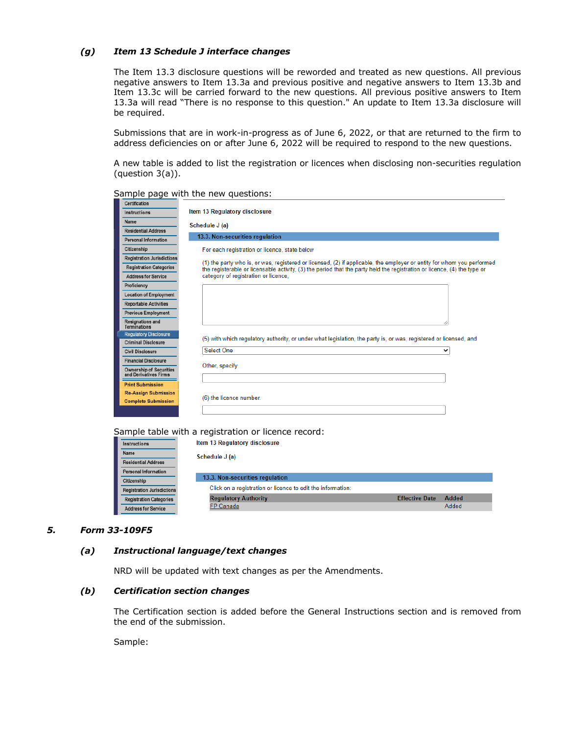### (g) *Item 13 Schedule J interface changes*

The Item 13.3 disclosure questions will be reworded and treated as new questions. All previous negative answers to Item 13.3a and previous positive and negative answers to Item 13.3b and Item 13.3c will be carried forward to the new questions. All previous positive answers to Item 13.3a will read "There is no response to this question." An update to Item 13.3a disclosure will be required.

Submissions that are in work-in-progress as of June 6, 2022, or that are returned to the firm to address deficiencies on or after June 6, 2022 will be required to respond to the new questions.

A new table is added to list the registration or licences when disclosing non-securities regulation (question 3(a)).

Sample page with the new questions:

Certification
Instructions
Name
Residential Address
Personal Information
Citizenship
Registration Jurisdictions
Registration Categories
Address for Service
Proficiency
Location of Employment
Reportable Activities
Previous Employment
Resignations and Terminations
Regulatory Disclosure
Criminal Disclosure
Civil Disclosure
Financial Disclosure
Ownership of Securities and Derivatives Firms
Print Submission
Re-Assign Submission
Complete Submission

Item 13 Regulatory disclosure

Schedule J (a)

13.3. Non-securities regulation

For each registration or licence, state below

(1) the party who is, or was, registered or licensed, (2) if applicable, the employer or entity for whom you performed the registerable or licensable activity, (3) the period that the party held the registration or licence, (4) the type or category of registration or licence,

(5) with which regulatory authority, or under what legislation, the party is, or was, registered or licensed, and

Select One

Other, specify

(6) the licence number.

Sample table with a registration or licence record:

Instructions
Name
Residential Address
Personal Information
Citizenship
Registration Jurisdictions
Registration Categories
Address for Service

Item 13 Regulatory disclosure

Schedule J (a)

13.3. Non-securities regulation

Click on a registration or licence to edit the information:

| Regulatory Authority | Effective Date | Added |
|---|---|---|
| FP Canada | | Added |

## 5. *Form 33-109F5*

### (a) *Instructional language/text changes*

NRD will be updated with text changes as per the Amendments.

### (b) *Certification section changes*

The Certification section is added before the General Instructions section and is removed from the end of the submission.

Sample: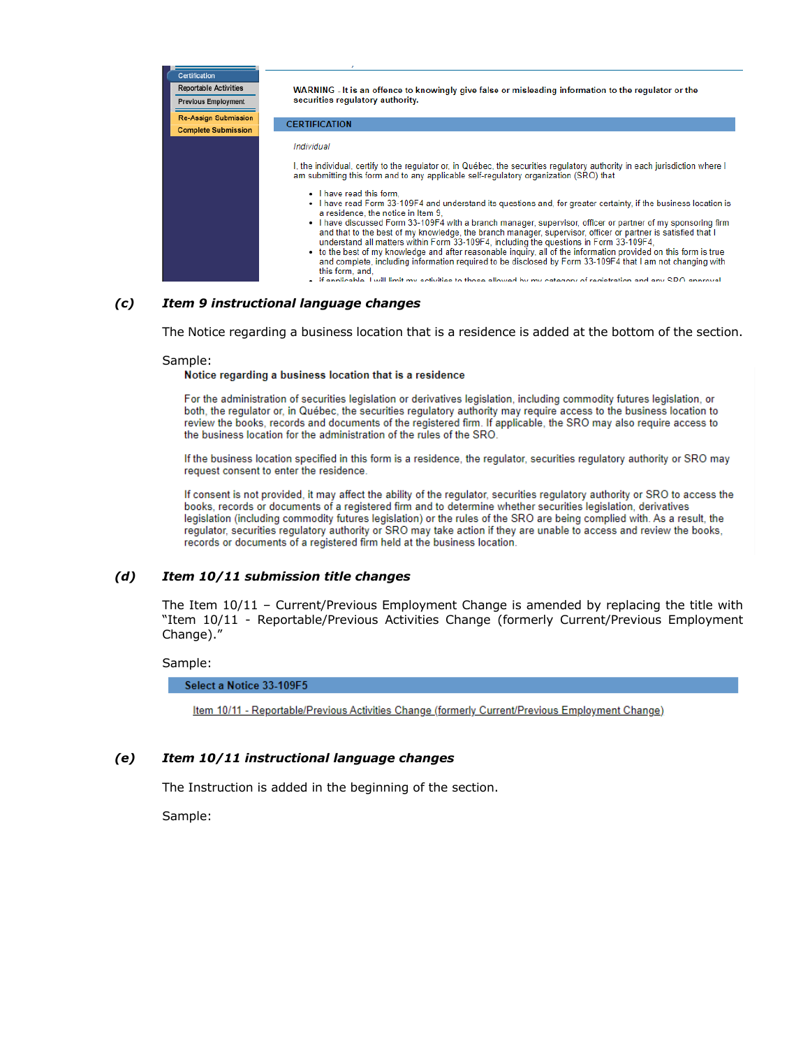Certification
Reportable Activities
Previous Employment
Re-Assign Submission
Complete Submission

WARNING - It is an offence to knowingly give false or misleading information to the regulator or the securities regulatory authority.

CERTIFICATION

*Individual*

I, the individual, certify to the regulator or, in Québec, the securities regulatory authority in each jurisdiction where I am submitting this form and to any applicable self-regulatory organization (SRO) that

- I have read this form,
- I have read Form 33-109F4 and understand its questions and, for greater certainty, if the business location is a residence, the notice in Item 9,
- I have discussed Form 33-109F4 with a branch manager, supervisor, officer or partner of my sponsoring firm and that to the best of my knowledge, the branch manager, supervisor, officer or partner is satisfied that I understand all matters within Form 33-109F4, including the questions in Form 33-109F4,
- to the best of my knowledge and after reasonable inquiry, all of the information provided on this form is true and complete, including information required to be disclosed by Form 33-109F4 that I am not changing with this form, and,
- if applicable, I will limit my activities to those allowed by my category of registration and any SRO approval

### *(c) Item 9 instructional language changes*

The Notice regarding a business location that is a residence is added at the bottom of the section.

Sample:

**Notice regarding a business location that is a residence**

For the administration of securities legislation or derivatives legislation, including commodity futures legislation, or both, the regulator or, in Québec, the securities regulatory authority may require access to the business location to review the books, records and documents of the registered firm. If applicable, the SRO may also require access to the business location for the administration of the rules of the SRO.

If the business location specified in this form is a residence, the regulator, securities regulatory authority or SRO may request consent to enter the residence.

If consent is not provided, it may affect the ability of the regulator, securities regulatory authority or SRO to access the books, records or documents of a registered firm and to determine whether securities legislation, derivatives legislation (including commodity futures legislation) or the rules of the SRO are being complied with. As a result, the regulator, securities regulatory authority or SRO may take action if they are unable to access and review the books, records or documents of a registered firm held at the business location.

### *(d) Item 10/11 submission title changes*

The Item 10/11 – Current/Previous Employment Change is amended by replacing the title with "Item 10/11 - Reportable/Previous Activities Change (formerly Current/Previous Employment Change)."

Sample:

**Select a Notice 33-109F5**

Item 10/11 - Reportable/Previous Activities Change (formerly Current/Previous Employment Change)

### *(e) Item 10/11 instructional language changes*

The Instruction is added in the beginning of the section.

Sample: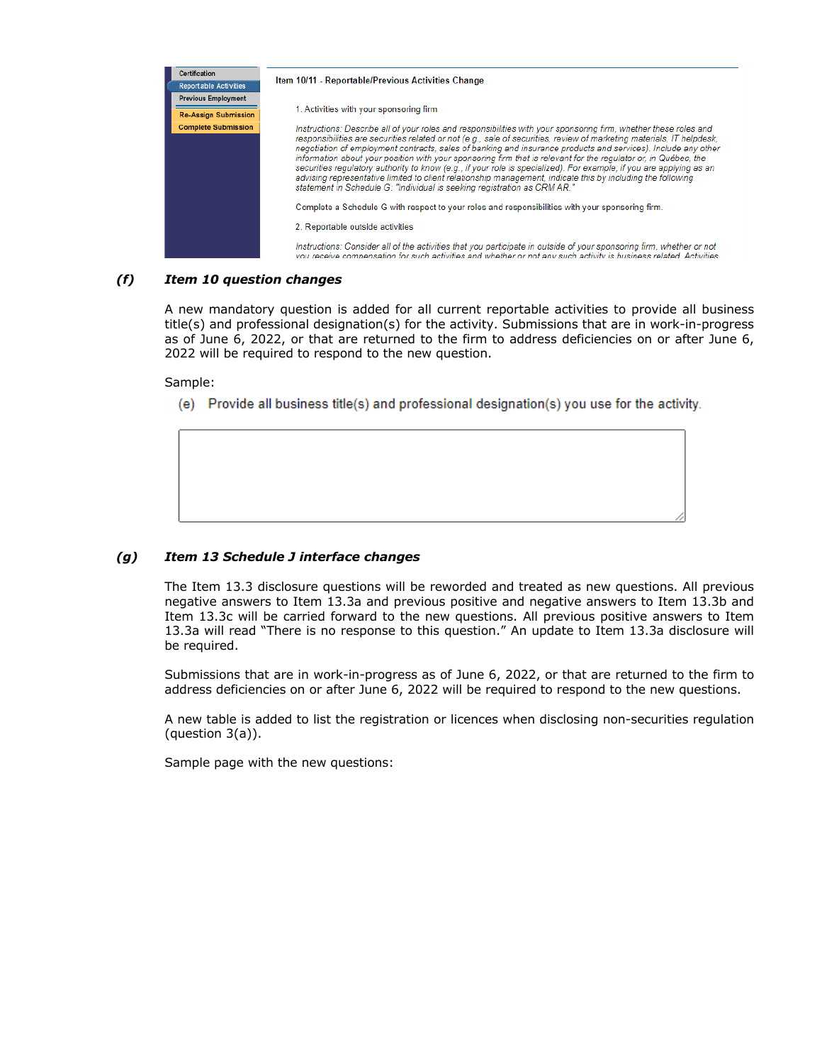| Certification | Item 10/11 - Reportable/Previous Activities Change |
| --- | --- |
| Reportable Activities | 1. Activities with your sponsoring firm |
| Previous Employment | Instructions: Describe all of your roles and responsibilities with your sponsoring firm, whether these roles and responsibilities are securities related or not (e.g., sale of securities, review of marketing materials, IT helpdesk, negotiation of employment contracts, sales of banking and insurance products and services). Include any other information about your position with your sponsoring firm that is relevant for the regulator or, in Québec, the securities regulatory authority to know (e.g., if your role is specialized). For example, if you are applying as an advising representative limited to client relationship management, indicate this by including the following statement in Schedule G: "Individual is seeking registration as CRM AR." |
| Re-Assign Submission | Complete a Schedule G with respect to your roles and responsibilities with your sponsoring firm. |
| Complete Submission | 2. Reportable outside activities |
| | Instructions: Consider all of the activities that you participate in outside of your sponsoring firm, whether or not you receive compensation for such activities and whether or not any such activity is business related. Activities |

***(f) Item 10 question changes***

A new mandatory question is added for all current reportable activities to provide all business title(s) and professional designation(s) for the activity. Submissions that are in work-in-progress as of June 6, 2022, or that are returned to the firm to address deficiencies on or after June 6, 2022 will be required to respond to the new question.

Sample:

(e) Provide all business title(s) and professional designation(s) you use for the activity.

***(g) Item 13 Schedule J interface changes***

The Item 13.3 disclosure questions will be reworded and treated as new questions. All previous negative answers to Item 13.3a and previous positive and negative answers to Item 13.3b and Item 13.3c will be carried forward to the new questions. All previous positive answers to Item 13.3a will read "There is no response to this question." An update to Item 13.3a disclosure will be required.

Submissions that are in work-in-progress as of June 6, 2022, or that are returned to the firm to address deficiencies on or after June 6, 2022 will be required to respond to the new questions.

A new table is added to list the registration or licences when disclosing non-securities regulation (question 3(a)).

Sample page with the new questions: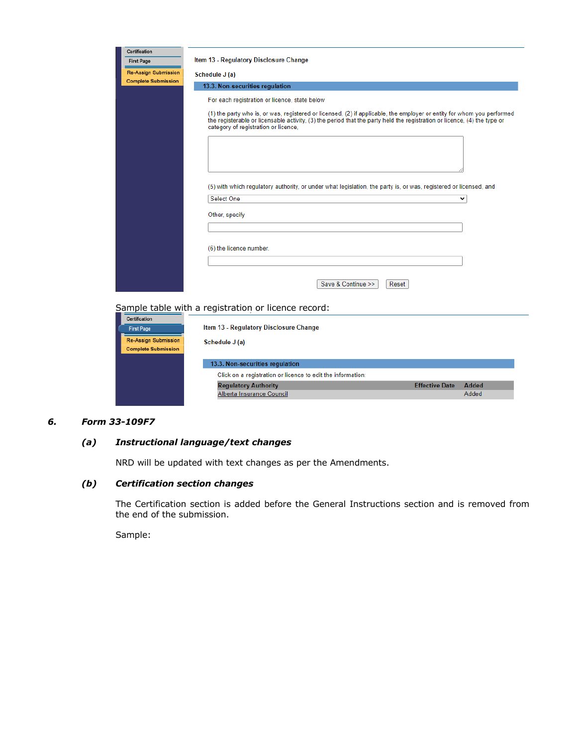Certification
First Page
Re-Assign Submission
Complete Submission

Item 13 - Regulatory Disclosure Change

Schedule J (a)

13.3. Non-securities regulation

For each registration or licence, state below

(1) the party who is, or was, registered or licensed, (2) if applicable, the employer or entity for whom you performed the registerable or licensable activity, (3) the period that the party held the registration or licence, (4) the type or category of registration or licence,

(5) with which regulatory authority, or under what legislation, the party is, or was, registered or licensed, and

Select One

Other, specify

(6) the licence number.

Save & Continue >> Reset

Sample table with a registration or licence record:

Certification
First Page
Re-Assign Submission
Complete Submission

Item 13 - Regulatory Disclosure Change

Schedule J (a)

13.3. Non-securities regulation

Click on a registration or licence to edit the information:

| Regulatory Authority | Effective Date | Added |
| --- | --- | --- |
| Alberta Insurance Council | | Added |

## 6. Form 33-109F7

### *(a) Instructional language/text changes*

NRD will be updated with text changes as per the Amendments.

### *(b) Certification section changes*

The Certification section is added before the General Instructions section and is removed from the end of the submission.

Sample: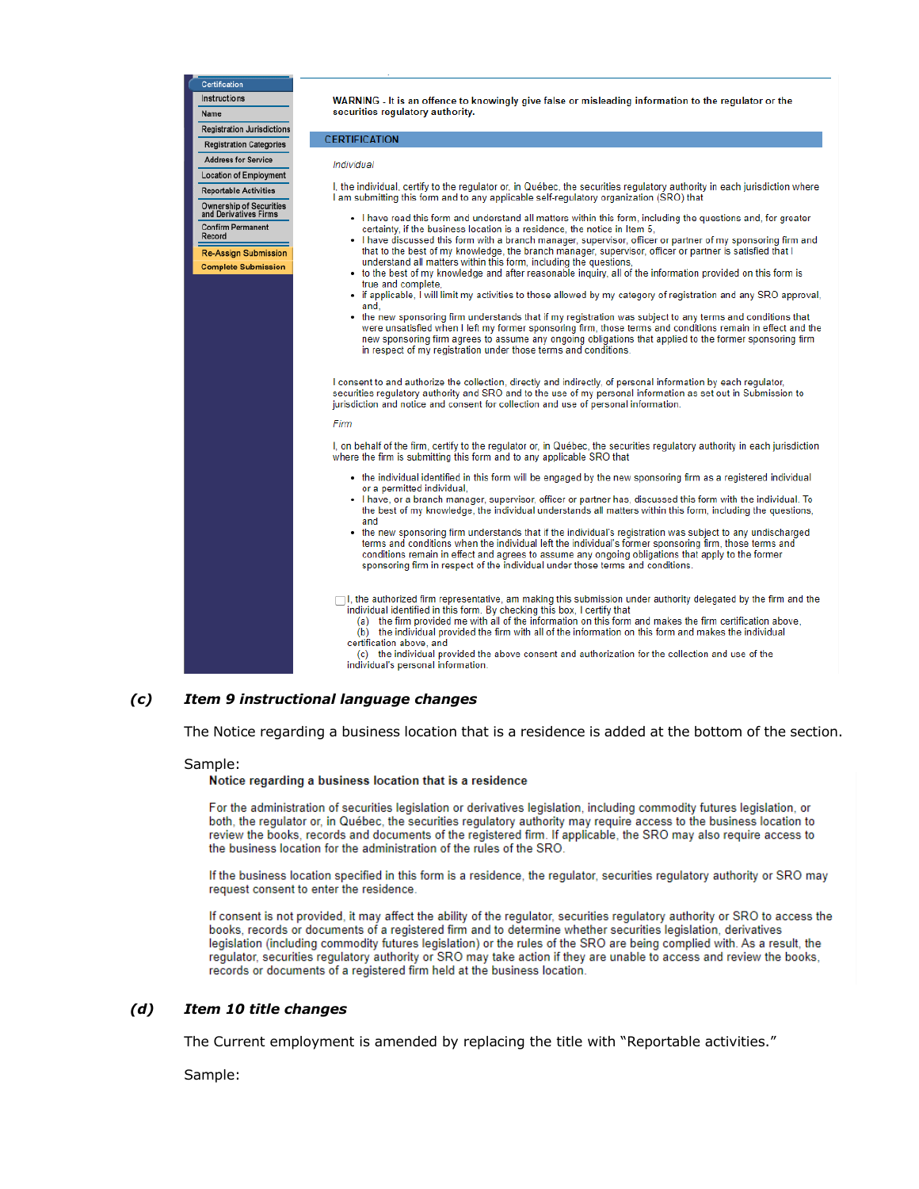- Certification
- Instructions
- Name
- Registration Jurisdictions
- Registration Categories
- Address for Service
- Location of Employment
- Reportable Activities
- Ownership of Securities and Derivatives Firms
- Confirm Permanent Record
- Re-Assign Submission
- Complete Submission

**WARNING** - It is an offence to knowingly give false or misleading information to the regulator or the securities regulatory authority.

CERTIFICATION

*Individual*

I, the individual, certify to the regulator or, in Québec, the securities regulatory authority in each jurisdiction where I am submitting this form and to any applicable self-regulatory organization (SRO) that

- I have read this form and understand all matters within this form, including the questions and, for greater certainty, if the business location is a residence, the notice in Item 5,
- I have discussed this form with a branch manager, supervisor, officer or partner of my sponsoring firm and that to the best of my knowledge, the branch manager, supervisor, officer or partner is satisfied that I understand all matters within this form, including the questions,
- to the best of my knowledge and after reasonable inquiry, all of the information provided on this form is true and complete,
- if applicable, I will limit my activities to those allowed by my category of registration and any SRO approval, and,
- the new sponsoring firm understands that if my registration was subject to any terms and conditions that were unsatisfied when I left my former sponsoring firm, those terms and conditions remain in effect and the new sponsoring firm agrees to assume any ongoing obligations that applied to the former sponsoring firm in respect of my registration under those terms and conditions.

I consent to and authorize the collection, directly and indirectly, of personal information by each regulator, securities regulatory authority and SRO and to the use of my personal information as set out in Submission to jurisdiction and notice and consent for collection and use of personal information.

*Firm*

I, on behalf of the firm, certify to the regulator or, in Québec, the securities regulatory authority in each jurisdiction where the firm is submitting this form and to any applicable SRO that

- the individual identified in this form will be engaged by the new sponsoring firm as a registered individual or a permitted individual,
- I have, or a branch manager, supervisor, officer or partner has, discussed this form with the individual. To the best of my knowledge, the individual understands all matters within this form, including the questions, and
- the new sponsoring firm understands that if the individual's registration was subject to any undischarged terms and conditions when the individual left the individual's former sponsoring firm, those terms and conditions remain in effect and agrees to assume any ongoing obligations that apply to the former sponsoring firm in respect of the individual under those terms and conditions.

☐ I, the authorized firm representative, am making this submission under authority delegated by the firm and the individual identified in this form. By checking this box, I certify that
(a) the firm provided me with all of the information on this form and makes the firm certification above,
(b) the individual provided the firm with all of the information on this form and makes the individual certification above, and
(c) the individual provided the above consent and authorization for the collection and use of the individual's personal information.

### (c) *Item 9 instructional language changes*

The Notice regarding a business location that is a residence is added at the bottom of the section.

Sample:

**Notice regarding a business location that is a residence**

For the administration of securities legislation or derivatives legislation, including commodity futures legislation, or both, the regulator or, in Québec, the securities regulatory authority may require access to the business location to review the books, records and documents of the registered firm. If applicable, the SRO may also require access to the business location for the administration of the rules of the SRO.

If the business location specified in this form is a residence, the regulator, securities regulatory authority or SRO may request consent to enter the residence.

If consent is not provided, it may affect the ability of the regulator, securities regulatory authority or SRO to access the books, records or documents of a registered firm and to determine whether securities legislation, derivatives legislation (including commodity futures legislation) or the rules of the SRO are being complied with. As a result, the regulator, securities regulatory authority or SRO may take action if they are unable to access and review the books, records or documents of a registered firm held at the business location.

### (d) *Item 10 title changes*

The Current employment is amended by replacing the title with "Reportable activities."

Sample: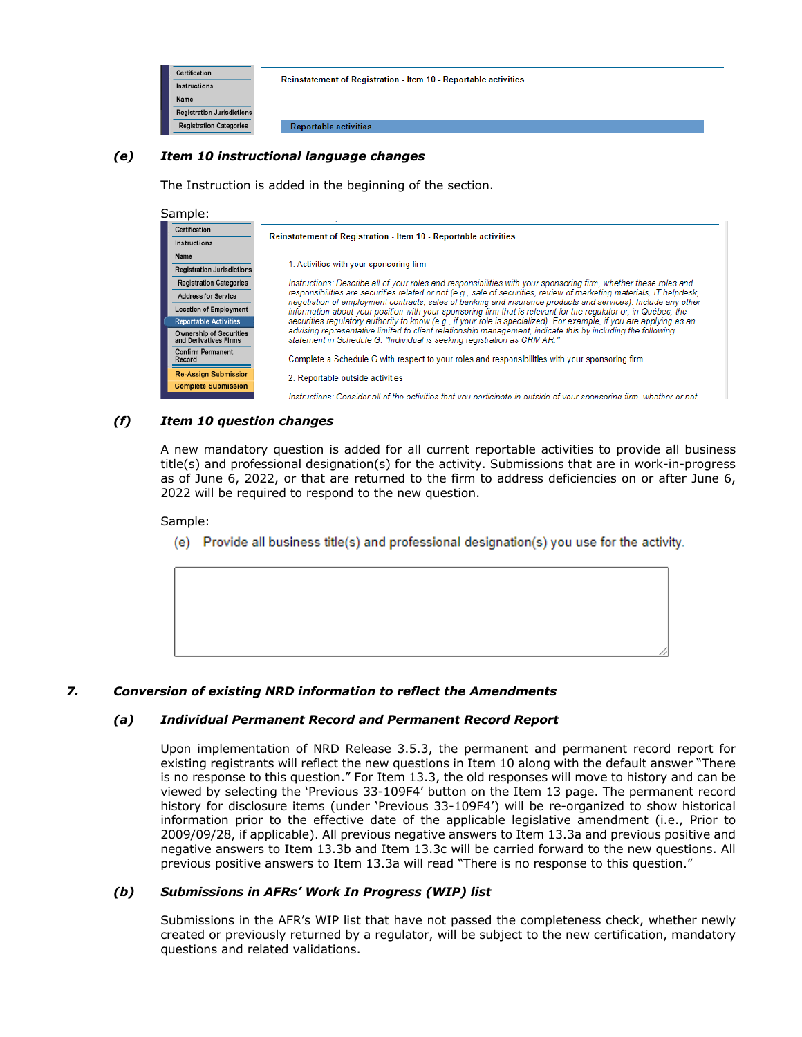### (e) Item 10 instructional language changes

The Instruction is added in the beginning of the section.

Sample:

### (f) Item 10 question changes

A new mandatory question is added for all current reportable activities to provide all business title(s) and professional designation(s) for the activity. Submissions that are in work-in-progress as of June 6, 2022, or that are returned to the firm to address deficiencies on or after June 6, 2022 will be required to respond to the new question.

Sample:

## 7. Conversion of existing NRD information to reflect the Amendments

### (a) Individual Permanent Record and Permanent Record Report

Upon implementation of NRD Release 3.5.3, the permanent and permanent record report for existing registrants will reflect the new questions in Item 10 along with the default answer "There is no response to this question." For Item 13.3, the old responses will move to history and can be viewed by selecting the 'Previous 33-109F4' button on the Item 13 page. The permanent record history for disclosure items (under 'Previous 33-109F4') will be re-organized to show historical information prior to the effective date of the applicable legislative amendment (i.e., Prior to 2009/09/28, if applicable). All previous negative answers to Item 13.3a and previous positive and negative answers to Item 13.3b and Item 13.3c will be carried forward to the new questions. All previous positive answers to Item 13.3a will read "There is no response to this question."

### (b) Submissions in AFRs' Work In Progress (WIP) list

Submissions in the AFR's WIP list that have not passed the completeness check, whether newly created or previously returned by a regulator, will be subject to the new certification, mandatory questions and related validations.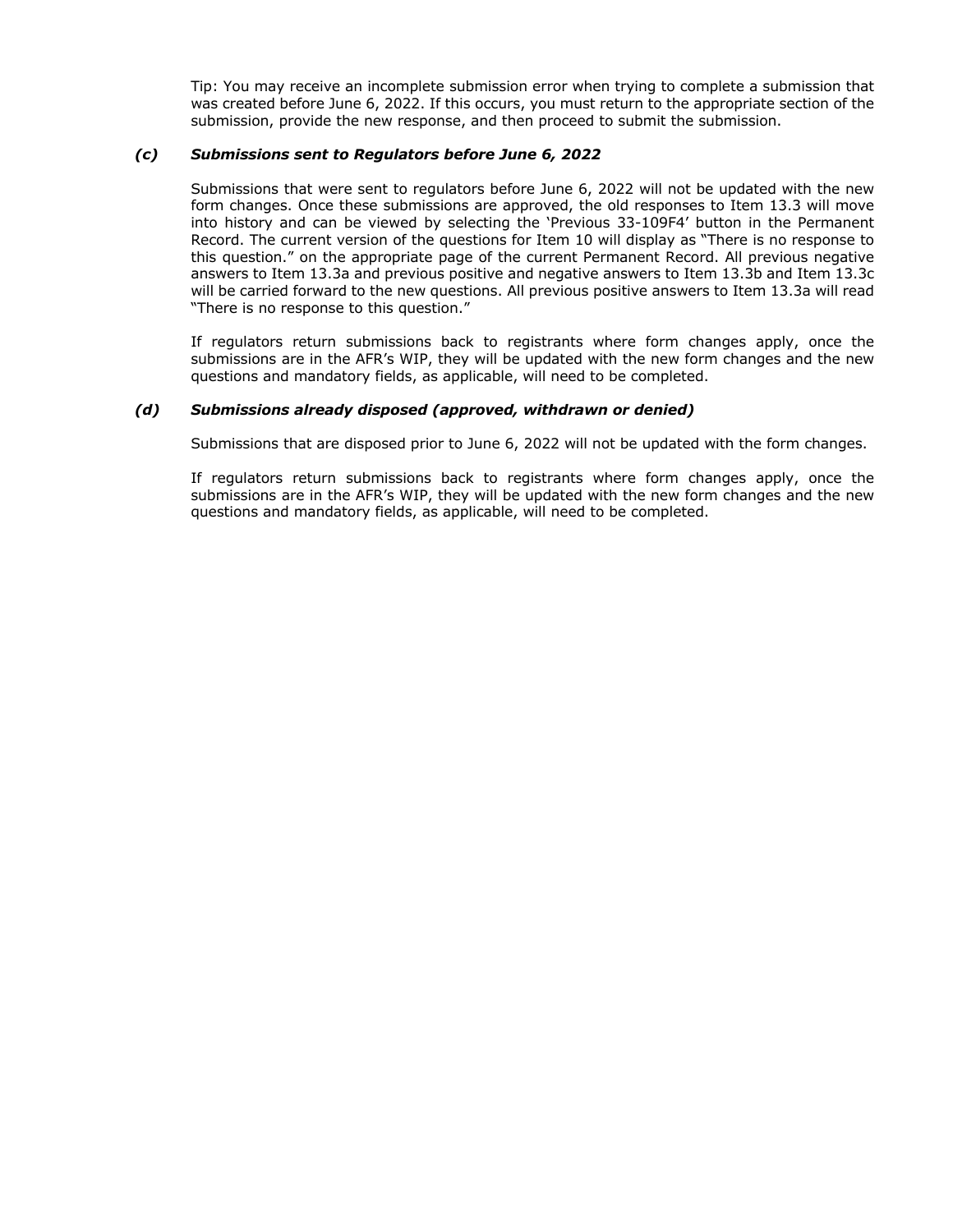Tip: You may receive an incomplete submission error when trying to complete a submission that was created before June 6, 2022. If this occurs, you must return to the appropriate section of the submission, provide the new response, and then proceed to submit the submission.

### *(c) Submissions sent to Regulators before June 6, 2022*

Submissions that were sent to regulators before June 6, 2022 will not be updated with the new form changes. Once these submissions are approved, the old responses to Item 13.3 will move into history and can be viewed by selecting the 'Previous 33-109F4' button in the Permanent Record. The current version of the questions for Item 10 will display as "There is no response to this question." on the appropriate page of the current Permanent Record. All previous negative answers to Item 13.3a and previous positive and negative answers to Item 13.3b and Item 13.3c will be carried forward to the new questions. All previous positive answers to Item 13.3a will read "There is no response to this question."

If regulators return submissions back to registrants where form changes apply, once the submissions are in the AFR's WIP, they will be updated with the new form changes and the new questions and mandatory fields, as applicable, will need to be completed.

### *(d) Submissions already disposed (approved, withdrawn or denied)*

Submissions that are disposed prior to June 6, 2022 will not be updated with the form changes.

If regulators return submissions back to registrants where form changes apply, once the submissions are in the AFR's WIP, they will be updated with the new form changes and the new questions and mandatory fields, as applicable, will need to be completed.